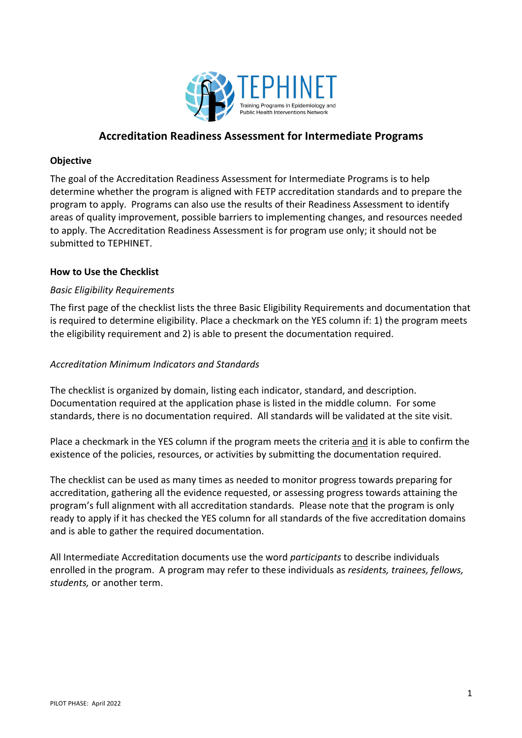TEPHINET

Training Programs in Epidemiology and Public Health Interventions Network

# Accreditation Readiness Assessment for Intermediate Programs

**Objective**

The goal of the Accreditation Readiness Assessment for Intermediate Programs is to help determine whether the program is aligned with FETP accreditation standards and to prepare the program to apply. Programs can also use the results of their Readiness Assessment to identify areas of quality improvement, possible barriers to implementing changes, and resources needed to apply. The Accreditation Readiness Assessment is for program use only; it should not be submitted to TEPHINET.

**How to Use the Checklist**

*Basic Eligibility Requirements*

The first page of the checklist lists the three Basic Eligibility Requirements and documentation that is required to determine eligibility. Place a checkmark on the YES column if: 1) the program meets the eligibility requirement and 2) is able to present the documentation required.

*Accreditation Minimum Indicators and Standards*

The checklist is organized by domain, listing each indicator, standard, and description. Documentation required at the application phase is listed in the middle column. For some standards, there is no documentation required. All standards will be validated at the site visit.

Place a checkmark in the YES column if the program meets the criteria and it is able to confirm the existence of the policies, resources, or activities by submitting the documentation required.

The checklist can be used as many times as needed to monitor progress towards preparing for accreditation, gathering all the evidence requested, or assessing progress towards attaining the program's full alignment with all accreditation standards. Please note that the program is only ready to apply if it has checked the YES column for all standards of the five accreditation domains and is able to gather the required documentation.

All Intermediate Accreditation documents use the word *participants* to describe individuals enrolled in the program. A program may refer to these individuals as *residents, trainees, fellows, students,* or another term.

PILOT PHASE: April 2022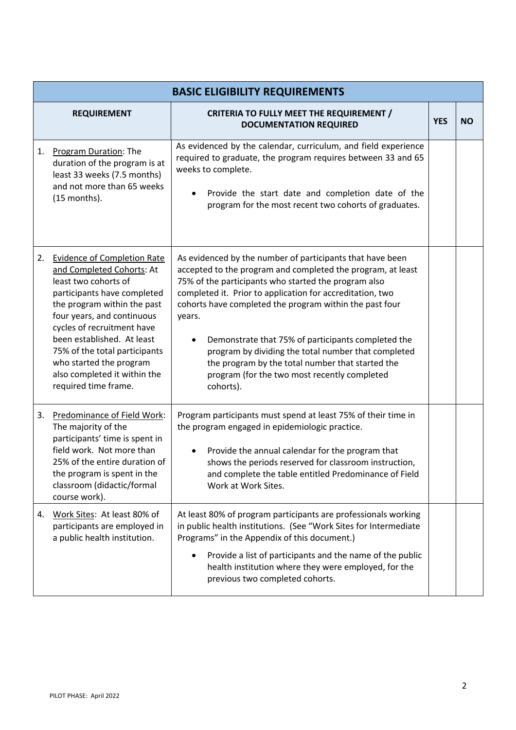| BASIC ELIGIBILITY REQUIREMENTS | | | |
|---|---|---|---|
| **REQUIREMENT** | **CRITERIA TO FULLY MEET THE REQUIREMENT / DOCUMENTATION REQUIRED** | **YES** | **NO** |
| 1. <u>Program Duration</u>: The duration of the program is at least 33 weeks (7.5 months) and not more than 65 weeks (15 months). | As evidenced by the calendar, curriculum, and field experience required to graduate, the program requires between 33 and 65 weeks to complete.<br><br>• Provide the start date and completion date of the program for the most recent two cohorts of graduates. | | |
| 2. <u>Evidence of Completion Rate and Completed Cohorts</u>: At least two cohorts of participants have completed the program within the past four years, and continuous cycles of recruitment have been established. At least 75% of the total participants who started the program also completed it within the required time frame. | As evidenced by the number of participants that have been accepted to the program and completed the program, at least 75% of the participants who started the program also completed it. Prior to application for accreditation, two cohorts have completed the program within the past four years.<br><br>• Demonstrate that 75% of participants completed the program by dividing the total number that completed the program by the total number that started the program (for the two most recently completed cohorts). | | |
| 3. <u>Predominance of Field Work</u>: The majority of the participants' time is spent in field work. Not more than 25% of the entire duration of the program is spent in the classroom (didactic/formal course work). | Program participants must spend at least 75% of their time in the program engaged in epidemiologic practice.<br><br>• Provide the annual calendar for the program that shows the periods reserved for classroom instruction, and complete the table entitled Predominance of Field Work at Work Sites. | | |
| 4. <u>Work Sites</u>: At least 80% of participants are employed in a public health institution. | At least 80% of program participants are professionals working in public health institutions. (See "Work Sites for Intermediate Programs" in the Appendix of this document.)<br><br>• Provide a list of participants and the name of the public health institution where they were employed, for the previous two completed cohorts. | | |

PILOT PHASE: April 2022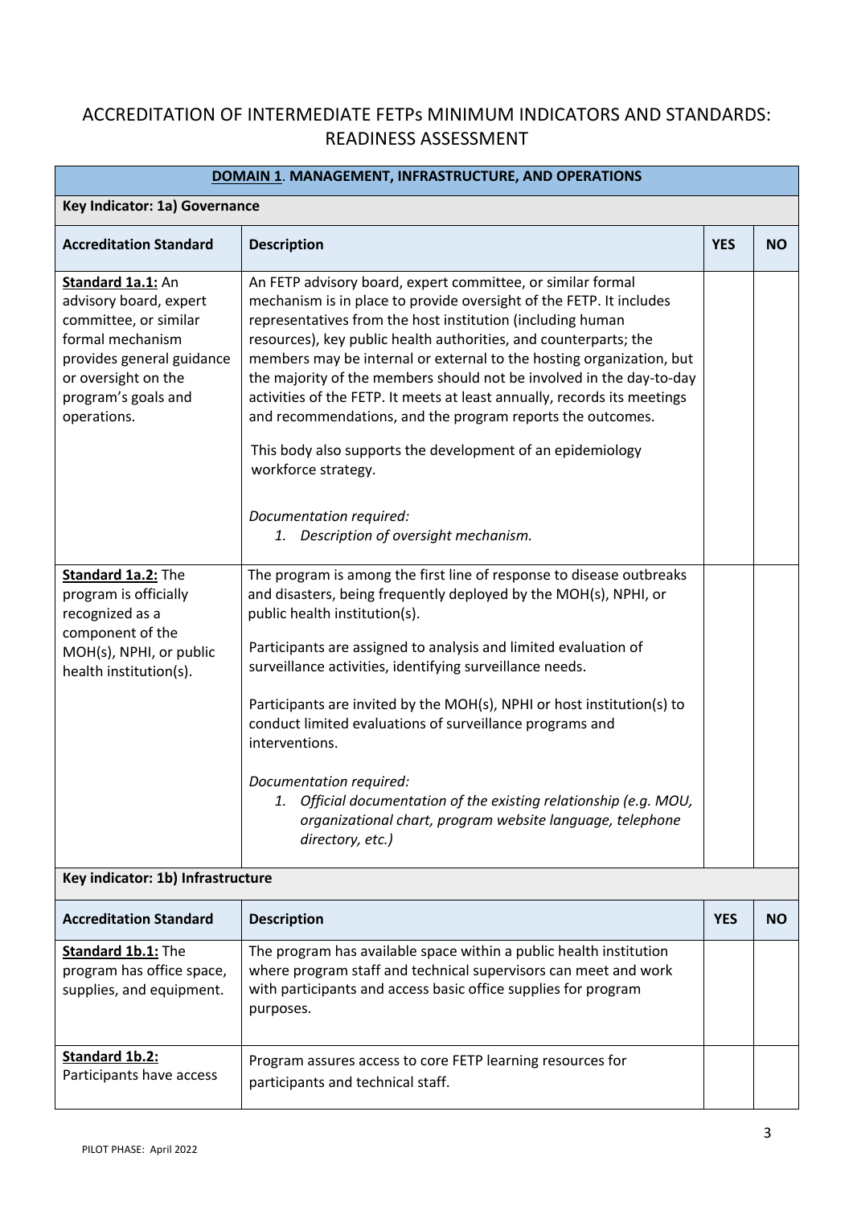# ACCREDITATION OF INTERMEDIATE FETPs MINIMUM INDICATORS AND STANDARDS: READINESS ASSESSMENT

| **DOMAIN 1. MANAGEMENT, INFRASTRUCTURE, AND OPERATIONS** | | | |
|---|---|---|---|
| **Key Indicator: 1a) Governance** | | | |
| **Accreditation Standard** | **Description** | **YES** | **NO** |
| **Standard 1a.1:** An advisory board, expert committee, or similar formal mechanism provides general guidance or oversight on the program's goals and operations. | An FETP advisory board, expert committee, or similar formal mechanism is in place to provide oversight of the FETP. It includes representatives from the host institution (including human resources), key public health authorities, and counterparts; the members may be internal or external to the hosting organization, but the majority of the members should not be involved in the day-to-day activities of the FETP. It meets at least annually, records its meetings and recommendations, and the program reports the outcomes.<br><br>This body also supports the development of an epidemiology workforce strategy.<br><br>*Documentation required:*<br>*1. Description of oversight mechanism.* | | |
| **Standard 1a.2:** The program is officially recognized as a component of the MOH(s), NPHI, or public health institution(s). | The program is among the first line of response to disease outbreaks and disasters, being frequently deployed by the MOH(s), NPHI, or public health institution(s).<br><br>Participants are assigned to analysis and limited evaluation of surveillance activities, identifying surveillance needs.<br><br>Participants are invited by the MOH(s), NPHI or host institution(s) to conduct limited evaluations of surveillance programs and interventions.<br><br>*Documentation required:*<br>*1. Official documentation of the existing relationship (e.g. MOU, organizational chart, program website language, telephone directory, etc.)* | | |
| **Key indicator: 1b) Infrastructure** | | | |
| **Accreditation Standard** | **Description** | **YES** | **NO** |
| **Standard 1b.1:** The program has office space, supplies, and equipment. | The program has available space within a public health institution where program staff and technical supervisors can meet and work with participants and access basic office supplies for program purposes. | | |
| **Standard 1b.2:** Participants have access | Program assures access to core FETP learning resources for participants and technical staff. | | |

PILOT PHASE: April 2022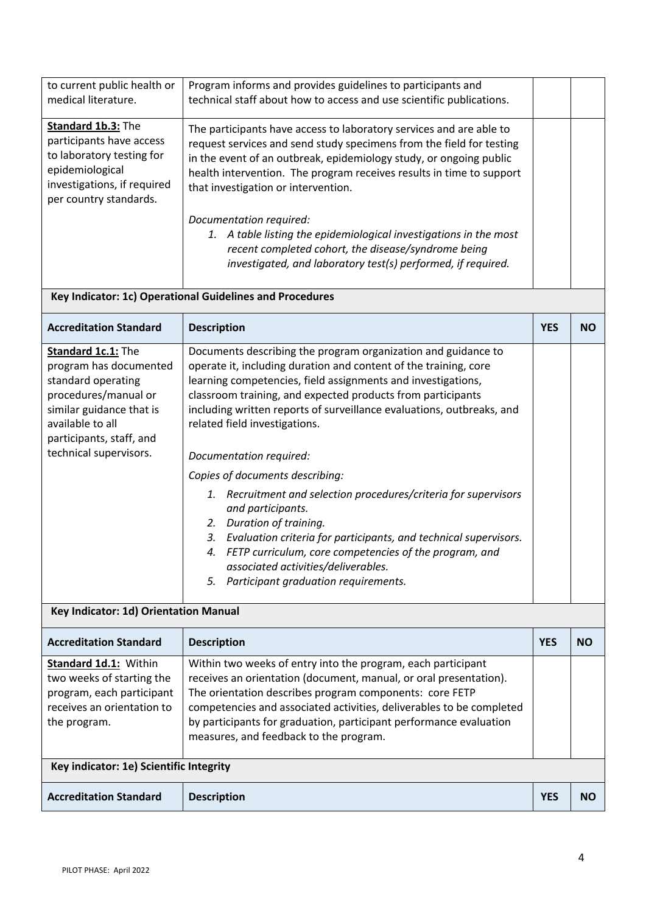| to current public health or medical literature. | Program informs and provides guidelines to participants and technical staff about how to access and use scientific publications. | | |
|---|---|---|---|
| **Standard 1b.3:** The participants have access to laboratory testing for epidemiological investigations, if required per country standards. | The participants have access to laboratory services and are able to request services and send study specimens from the field for testing in the event of an outbreak, epidemiology study, or ongoing public health intervention. The program receives results in time to support that investigation or intervention.<br><br>*Documentation required:*<br>1. *A table listing the epidemiological investigations in the most recent completed cohort, the disease/syndrome being investigated, and laboratory test(s) performed, if required.* | | |

**Key Indicator: 1c) Operational Guidelines and Procedures**

| Accreditation Standard | Description | YES | NO |
|---|---|---|---|
| **Standard 1c.1:** The program has documented standard operating procedures/manual or similar guidance that is available to all participants, staff, and technical supervisors. | Documents describing the program organization and guidance to operate it, including duration and content of the training, core learning competencies, field assignments and investigations, classroom training, and expected products from participants including written reports of surveillance evaluations, outbreaks, and related field investigations.<br><br>*Documentation required:*<br><br>*Copies of documents describing:*<br>1. *Recruitment and selection procedures/criteria for supervisors and participants.*<br>2. *Duration of training.*<br>3. *Evaluation criteria for participants, and technical supervisors.*<br>4. *FETP curriculum, core competencies of the program, and associated activities/deliverables.*<br>5. *Participant graduation requirements.* | | |

**Key Indicator: 1d) Orientation Manual**

| Accreditation Standard | Description | YES | NO |
|---|---|---|---|
| **Standard 1d.1:** Within two weeks of starting the program, each participant receives an orientation to the program. | Within two weeks of entry into the program, each participant receives an orientation (document, manual, or oral presentation). The orientation describes program components: core FETP competencies and associated activities, deliverables to be completed by participants for graduation, participant performance evaluation measures, and feedback to the program. | | |

**Key indicator: 1e) Scientific Integrity**

| Accreditation Standard | Description | YES | NO |
|---|---|---|---|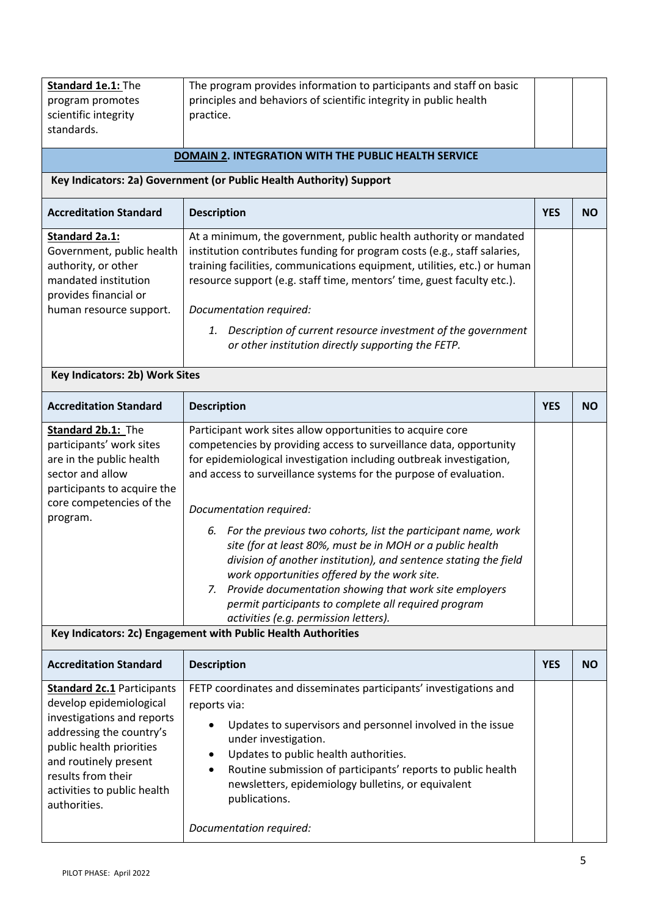| | | | |
|---|---|---|---|
| **Standard 1e.1:** The program promotes scientific integrity standards. | The program provides information to participants and staff on basic principles and behaviors of scientific integrity in public health practice. | | |

## DOMAIN 2. INTEGRATION WITH THE PUBLIC HEALTH SERVICE

### Key Indicators: 2a) Government (or Public Health Authority) Support

| Accreditation Standard | Description | YES | NO |
|---|---|---|---|
| **Standard 2a.1:** Government, public health authority, or other mandated institution provides financial or human resource support. | At a minimum, the government, public health authority or mandated institution contributes funding for program costs (e.g., staff salaries, training facilities, communications equipment, utilities, etc.) or human resource support (e.g. staff time, mentors' time, guest faculty etc.).<br><br>*Documentation required:*<br><br>1. *Description of current resource investment of the government or other institution directly supporting the FETP.* | | |

### Key Indicators: 2b) Work Sites

| Accreditation Standard | Description | YES | NO |
|---|---|---|---|
| **Standard 2b.1:** The participants' work sites are in the public health sector and allow participants to acquire the core competencies of the program. | Participant work sites allow opportunities to acquire core competencies by providing access to surveillance data, opportunity for epidemiological investigation including outbreak investigation, and access to surveillance systems for the purpose of evaluation.<br><br>*Documentation required:*<br><br>6. *For the previous two cohorts, list the participant name, work site (for at least 80%, must be in MOH or a public health division of another institution), and sentence stating the field work opportunities offered by the work site.*<br>7. *Provide documentation showing that work site employers permit participants to complete all required program activities (e.g. permission letters).* | | |

### Key Indicators: 2c) Engagement with Public Health Authorities

| Accreditation Standard | Description | YES | NO |
|---|---|---|---|
| **Standard 2c.1** Participants develop epidemiological investigations and reports addressing the country's public health priorities and routinely present results from their activities to public health authorities. | FETP coordinates and disseminates participants' investigations and reports via:<br><br>• Updates to supervisors and personnel involved in the issue under investigation.<br>• Updates to public health authorities.<br>• Routine submission of participants' reports to public health newsletters, epidemiology bulletins, or equivalent publications.<br><br>*Documentation required:* | | |

PILOT PHASE: April 2022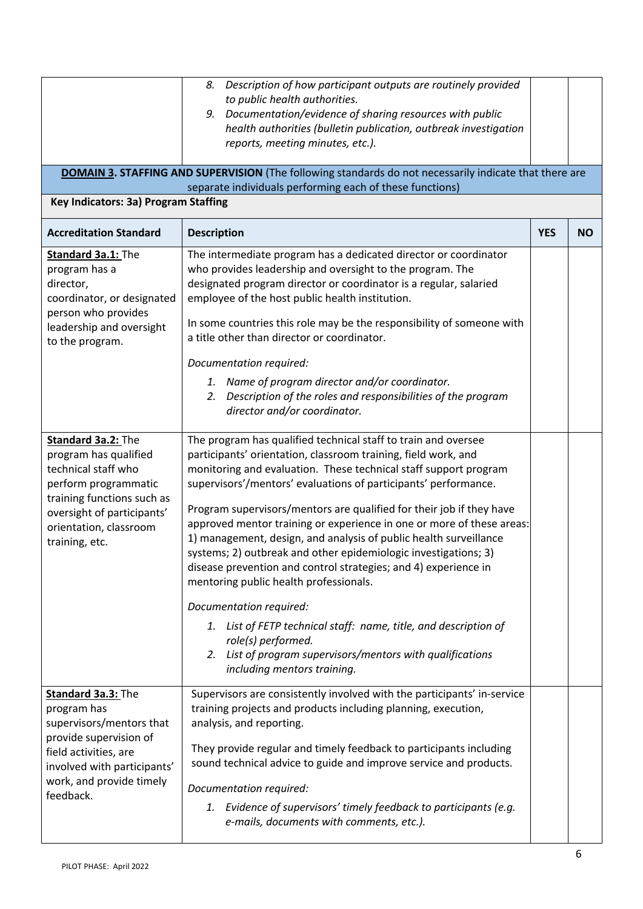| | | | |
|---|---|---|---|
| | 8. *Description of how participant outputs are routinely provided to public health authorities.*<br>9. *Documentation/evidence of sharing resources with public health authorities (bulletin publication, outbreak investigation reports, meeting minutes, etc.).* | | |

**DOMAIN 3. STAFFING AND SUPERVISION** (The following standards do not necessarily indicate that there are separate individuals performing each of these functions)

**Key Indicators: 3a) Program Staffing**

| Accreditation Standard | Description | YES | NO |
|---|---|---|---|
| **Standard 3a.1:** The program has a director, coordinator, or designated person who provides leadership and oversight to the program. | The intermediate program has a dedicated director or coordinator who provides leadership and oversight to the program. The designated program director or coordinator is a regular, salaried employee of the host public health institution.<br><br>In some countries this role may be the responsibility of someone with a title other than director or coordinator.<br><br>*Documentation required:*<br>1. *Name of program director and/or coordinator.*<br>2. *Description of the roles and responsibilities of the program director and/or coordinator.* | | |
| **Standard 3a.2:** The program has qualified technical staff who perform programmatic training functions such as oversight of participants' orientation, classroom training, etc. | The program has qualified technical staff to train and oversee participants' orientation, classroom training, field work, and monitoring and evaluation. These technical staff support program supervisors'/mentors' evaluations of participants' performance.<br><br>Program supervisors/mentors are qualified for their job if they have approved mentor training or experience in one or more of these areas: 1) management, design, and analysis of public health surveillance systems; 2) outbreak and other epidemiologic investigations; 3) disease prevention and control strategies; and 4) experience in mentoring public health professionals.<br><br>*Documentation required:*<br>1. *List of FETP technical staff: name, title, and description of role(s) performed.*<br>2. *List of program supervisors/mentors with qualifications including mentors training.* | | |
| **Standard 3a.3:** The program has supervisors/mentors that provide supervision of field activities, are involved with participants' work, and provide timely feedback. | Supervisors are consistently involved with the participants' in-service training projects and products including planning, execution, analysis, and reporting.<br><br>They provide regular and timely feedback to participants including sound technical advice to guide and improve service and products.<br><br>*Documentation required:*<br>1. *Evidence of supervisors' timely feedback to participants (e.g. e-mails, documents with comments, etc.).* | | |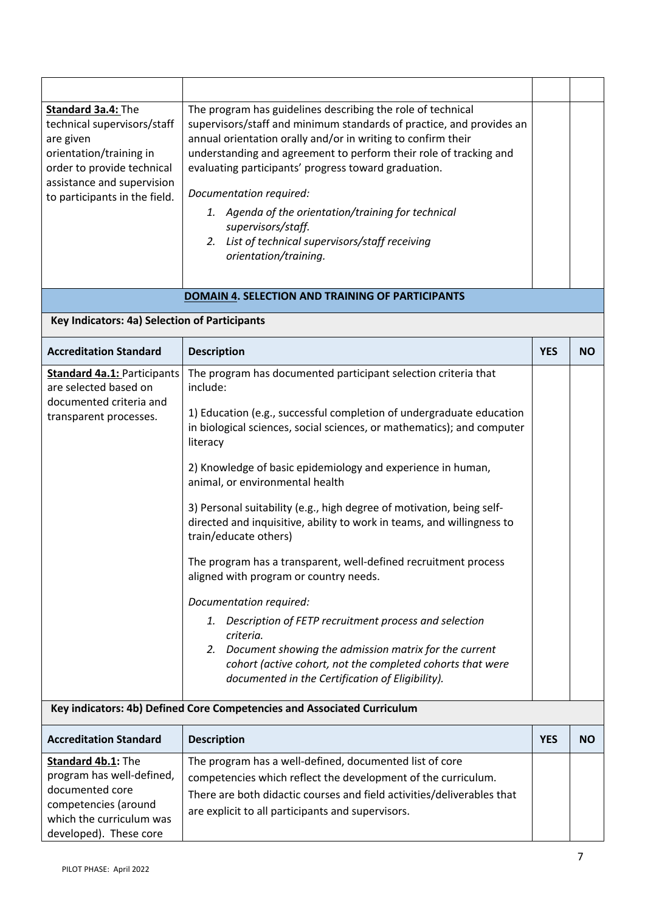| | | | |
|---|---|---|---|
| **Standard 3a.4:** The technical supervisors/staff are given orientation/training in order to provide technical assistance and supervision to participants in the field. | The program has guidelines describing the role of technical supervisors/staff and minimum standards of practice, and provides an annual orientation orally and/or in writing to confirm their understanding and agreement to perform their role of tracking and evaluating participants' progress toward graduation.<br><br>*Documentation required:*<br>1. *Agenda of the orientation/training for technical supervisors/staff.*<br>2. *List of technical supervisors/staff receiving orientation/training.* | | |

## DOMAIN 4. SELECTION AND TRAINING OF PARTICIPANTS

**Key Indicators: 4a) Selection of Participants**

| Accreditation Standard | Description | YES | NO |
|---|---|---|---|
| **Standard 4a.1:** Participants are selected based on documented criteria and transparent processes. | The program has documented participant selection criteria that include:<br><br>1) Education (e.g., successful completion of undergraduate education in biological sciences, social sciences, or mathematics); and computer literacy<br><br>2) Knowledge of basic epidemiology and experience in human, animal, or environmental health<br><br>3) Personal suitability (e.g., high degree of motivation, being self-directed and inquisitive, ability to work in teams, and willingness to train/educate others)<br><br>The program has a transparent, well-defined recruitment process aligned with program or country needs.<br><br>*Documentation required:*<br>1. *Description of FETP recruitment process and selection criteria.*<br>2. *Document showing the admission matrix for the current cohort (active cohort, not the completed cohorts that were documented in the Certification of Eligibility).* | | |

**Key indicators: 4b) Defined Core Competencies and Associated Curriculum**

| Accreditation Standard | Description | YES | NO |
|---|---|---|---|
| **Standard 4b.1:** The program has well-defined, documented core competencies (around which the curriculum was developed). These core | The program has a well-defined, documented list of core competencies which reflect the development of the curriculum. There are both didactic courses and field activities/deliverables that are explicit to all participants and supervisors. | | |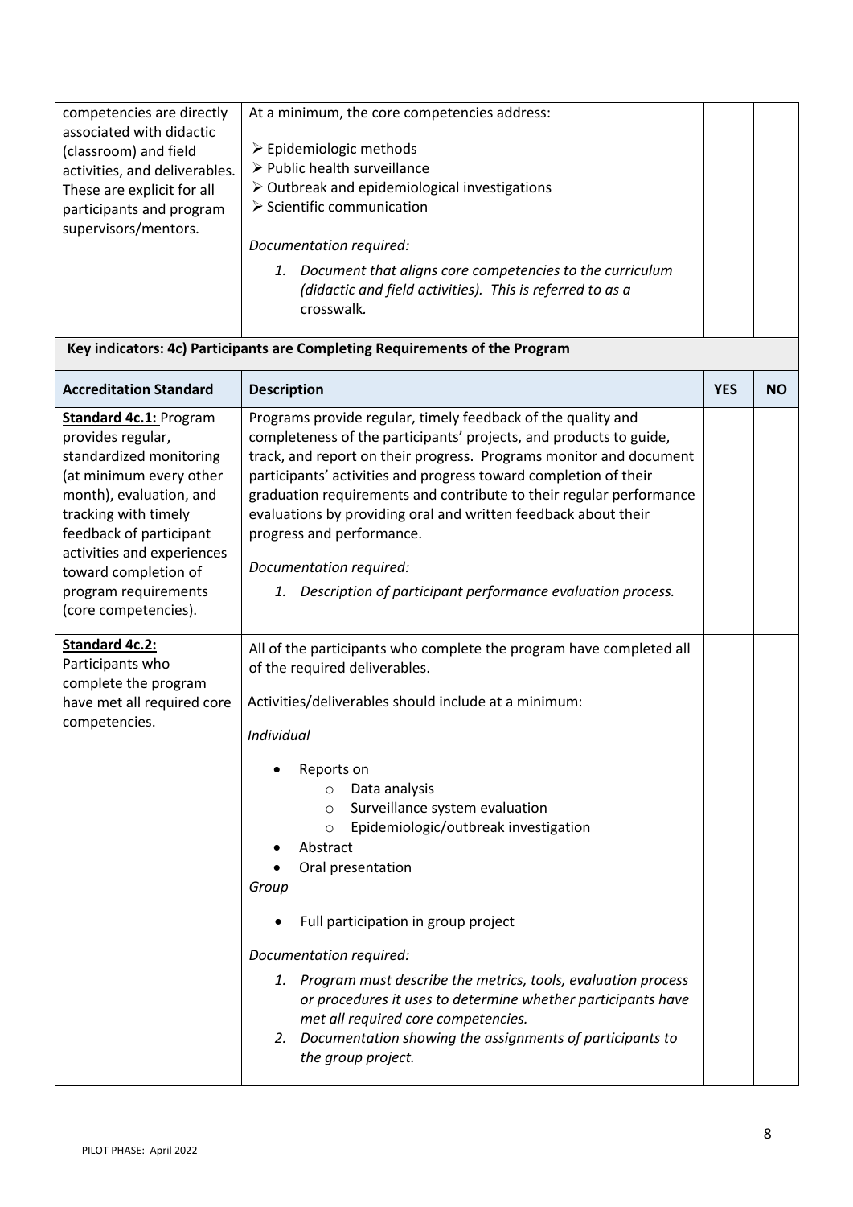| | | | |
|---|---|---|---|
| competencies are directly associated with didactic (classroom) and field activities, and deliverables. These are explicit for all participants and program supervisors/mentors. | At a minimum, the core competencies address:<br><br>➢ Epidemiologic methods<br>➢ Public health surveillance<br>➢ Outbreak and epidemiological investigations<br>➢ Scientific communication<br><br>*Documentation required:*<br><br>1. *Document that aligns core competencies to the curriculum (didactic and field activities). This is referred to as a* crosswalk*.* | | |

**Key indicators: 4c) Participants are Completing Requirements of the Program**

| Accreditation Standard | Description | YES | NO |
|---|---|---|---|
| **Standard 4c.1:** Program provides regular, standardized monitoring (at minimum every other month), evaluation, and tracking with timely feedback of participant activities and experiences toward completion of program requirements (core competencies). | Programs provide regular, timely feedback of the quality and completeness of the participants' projects, and products to guide, track, and report on their progress. Programs monitor and document participants' activities and progress toward completion of their graduation requirements and contribute to their regular performance evaluations by providing oral and written feedback about their progress and performance.<br><br>*Documentation required:*<br><br>1. *Description of participant performance evaluation process.* | | |
| **Standard 4c.2:** Participants who complete the program have met all required core competencies. | All of the participants who complete the program have completed all of the required deliverables.<br><br>Activities/deliverables should include at a minimum:<br><br>*Individual*<br><br>• Reports on<br>&nbsp;&nbsp;&nbsp;&nbsp;○ Data analysis<br>&nbsp;&nbsp;&nbsp;&nbsp;○ Surveillance system evaluation<br>&nbsp;&nbsp;&nbsp;&nbsp;○ Epidemiologic/outbreak investigation<br>• Abstract<br>• Oral presentation<br><br>*Group*<br><br>• Full participation in group project<br><br>*Documentation required:*<br><br>1. *Program must describe the metrics, tools, evaluation process or procedures it uses to determine whether participants have met all required core competencies.*<br>2. *Documentation showing the assignments of participants to the group project.* | | |

PILOT PHASE: April 2022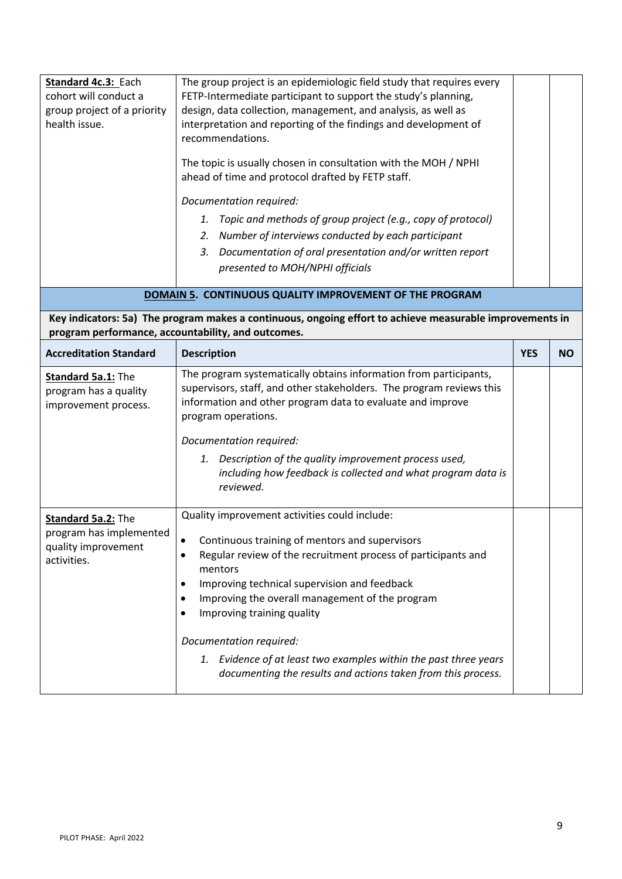| Accreditation Standard | Description | YES | NO |
|---|---|---|---|
| **Standard 4c.3:** Each cohort will conduct a group project of a priority health issue. | The group project is an epidemiologic field study that requires every FETP-Intermediate participant to support the study's planning, design, data collection, management, and analysis, as well as interpretation and reporting of the findings and development of recommendations.<br><br>The topic is usually chosen in consultation with the MOH / NPHI ahead of time and protocol drafted by FETP staff.<br><br>*Documentation required:*<br>1. *Topic and methods of group project (e.g., copy of protocol)*<br>2. *Number of interviews conducted by each participant*<br>3. *Documentation of oral presentation and/or written report presented to MOH/NPHI officials* | | |

## DOMAIN 5. CONTINUOUS QUALITY IMPROVEMENT OF THE PROGRAM

**Key indicators: 5a) The program makes a continuous, ongoing effort to achieve measurable improvements in program performance, accountability, and outcomes.**

| Accreditation Standard | Description | YES | NO |
|---|---|---|---|
| **Standard 5a.1:** The program has a quality improvement process. | The program systematically obtains information from participants, supervisors, staff, and other stakeholders. The program reviews this information and other program data to evaluate and improve program operations.<br><br>*Documentation required:*<br>1. *Description of the quality improvement process used, including how feedback is collected and what program data is reviewed.* | | |
| **Standard 5a.2:** The program has implemented quality improvement activities. | Quality improvement activities could include:<br>• Continuous training of mentors and supervisors<br>• Regular review of the recruitment process of participants and mentors<br>• Improving technical supervision and feedback<br>• Improving the overall management of the program<br>• Improving training quality<br><br>*Documentation required:*<br>1. *Evidence of at least two examples within the past three years documenting the results and actions taken from this process.* | | |

PILOT PHASE: April 2022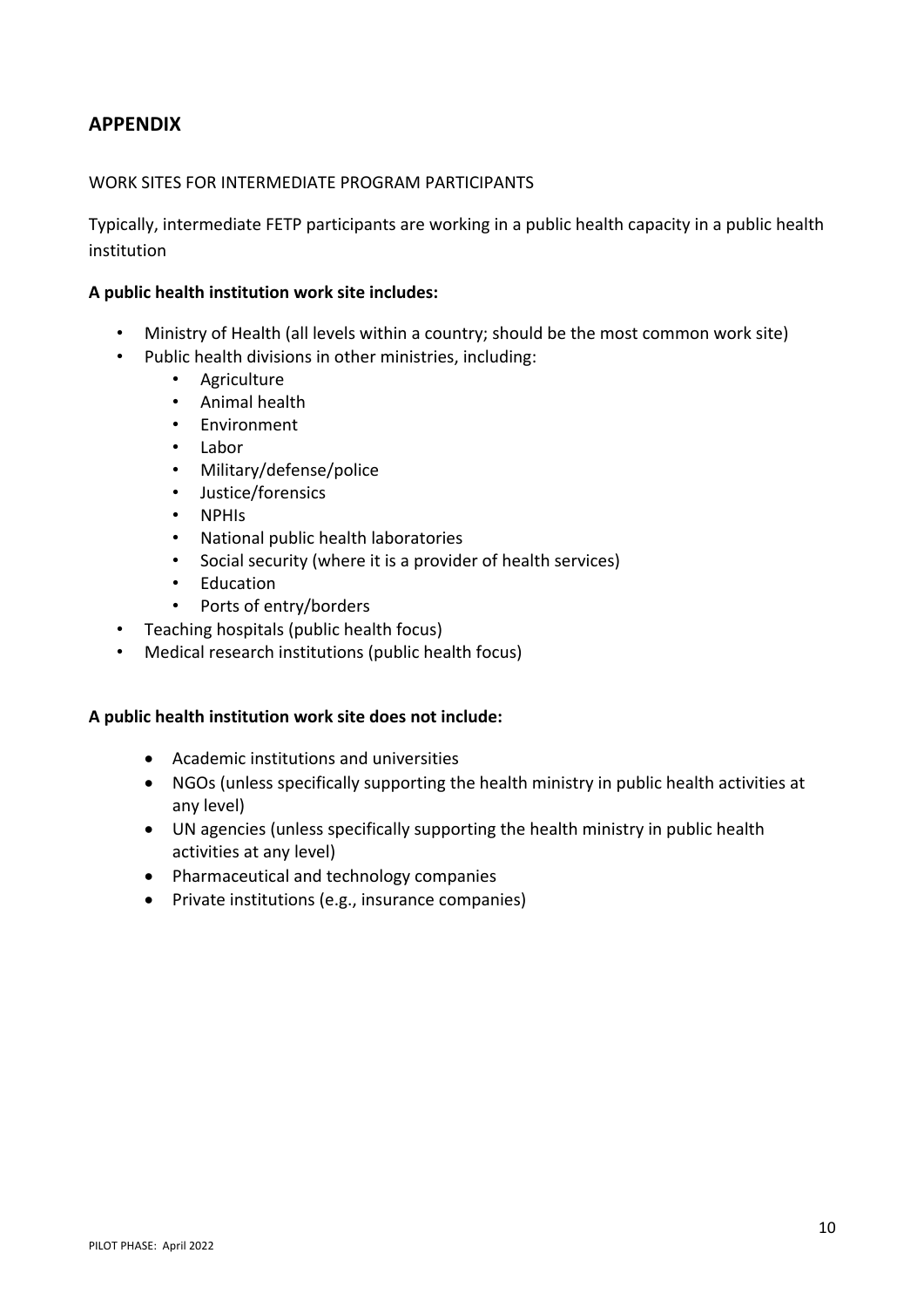## APPENDIX

WORK SITES FOR INTERMEDIATE PROGRAM PARTICIPANTS

Typically, intermediate FETP participants are working in a public health capacity in a public health institution

**A public health institution work site includes:**

- Ministry of Health (all levels within a country; should be the most common work site)
- Public health divisions in other ministries, including:
  - Agriculture
  - Animal health
  - Environment
  - Labor
  - Military/defense/police
  - Justice/forensics
  - NPHIs
  - National public health laboratories
  - Social security (where it is a provider of health services)
  - Education
  - Ports of entry/borders
- Teaching hospitals (public health focus)
- Medical research institutions (public health focus)

**A public health institution work site does not include:**

- Academic institutions and universities
- NGOs (unless specifically supporting the health ministry in public health activities at any level)
- UN agencies (unless specifically supporting the health ministry in public health activities at any level)
- Pharmaceutical and technology companies
- Private institutions (e.g., insurance companies)